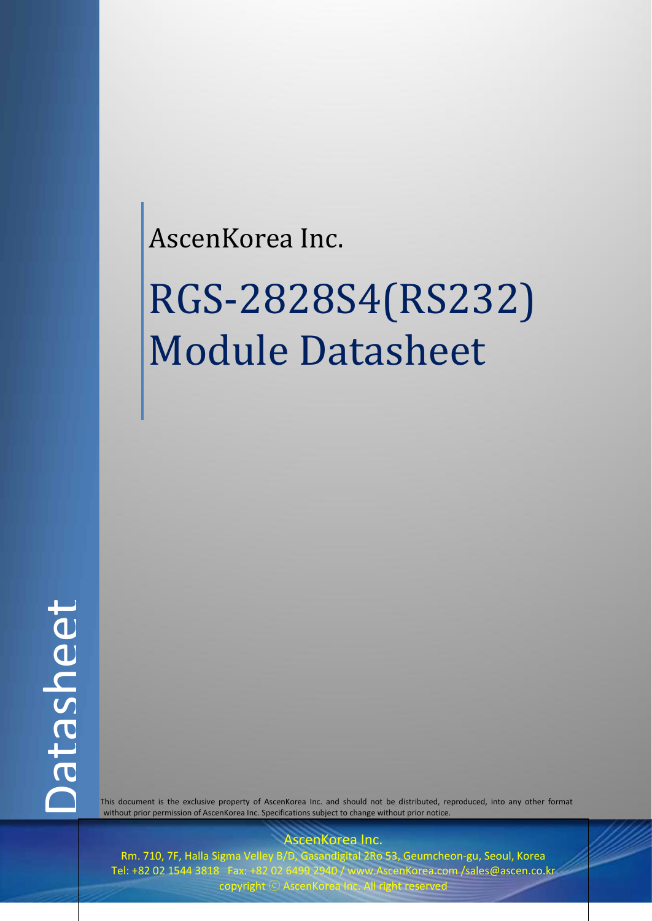AscenKorea Inc.

# RGS-2828S4(RS232) Module Datasheet

Datasheet

This document is the exclusive property of AscenKorea Inc. and should not be distributed, reproduced, into any other format without prior permission of AscenKorea Inc. Specifications subject to change without prior notice.

AscenKorea Inc.

Rm. 710, 7F, Halla Sigma Velley B/D, Gasandigital 2Ro 53, Geumcheon-gu, Seoul, Korea

Tel: +82 02 1544 3818 Fax: +82 02 6499 2940 / www.AscenKorea.com /sales@ascen.co.kr

copyright ⓒ AscenKorea Inc. All right reserved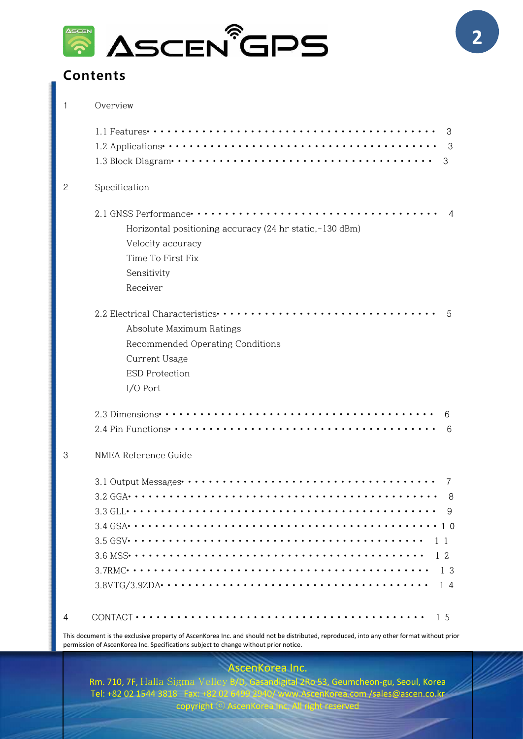# Contents

1 Overview

1.1 Features • • • • • • • • • • • • • • • • • • • • • • • • • • • • • • • • • • • • • • • • • • 3
1.2 Applications • • • • • • • • • • • • • • • • • • • • • • • • • • • • • • • • • • • • • • • 3
1.3 Block Diagram • • • • • • • • • • • • • • • • • • • • • • • • • • • • • • • • • • • • • • 3

2 Specification

2.1 GNSS Performance • • • • • • • • • • • • • • • • • • • • • • • • • • • • • • • • • • • 4

- Horizontal positioning accuracy (24 hr static,-130 dBm)
- Velocity accuracy
- Time To First Fix
- Sensitivity
- Receiver

2.2 Electrical Characteristics • • • • • • • • • • • • • • • • • • • • • • • • • • • • • • • 5

- Absolute Maximum Ratings
- Recommended Operating Conditions
- Current Usage
- ESD Protection
- I/O Port

2.3 Dimensions • • • • • • • • • • • • • • • • • • • • • • • • • • • • • • • • • • • • • • • 6
2.4 Pin Functions • • • • • • • • • • • • • • • • • • • • • • • • • • • • • • • • • • • • • • 6

3 NMEA Reference Guide

3.1 Output Messages • • • • • • • • • • • • • • • • • • • • • • • • • • • • • • • • • • • • • 7
3.2 GGA • • • • • • • • • • • • • • • • • • • • • • • • • • • • • • • • • • • • • • • • • • • • 8
3.3 GLL • • • • • • • • • • • • • • • • • • • • • • • • • • • • • • • • • • • • • • • • • • • • 9
3.4 GSA • • • • • • • • • • • • • • • • • • • • • • • • • • • • • • • • • • • • • • • • • • • • 10
3.5 GSV • • • • • • • • • • • • • • • • • • • • • • • • • • • • • • • • • • • • • • • • • • • 11
3.6 MSS • • • • • • • • • • • • • • • • • • • • • • • • • • • • • • • • • • • • • • • • • • • 12
3.7RMC • • • • • • • • • • • • • • • • • • • • • • • • • • • • • • • • • • • • • • • • • • • 13
3.8VTG/3.9ZDA • • • • • • • • • • • • • • • • • • • • • • • • • • • • • • • • • • • • • • • 14

4 CONTACT • • • • • • • • • • • • • • • • • • • • • • • • • • • • • • • • • • • • • • • • • 15

This document is the exclusive property of AscenKorea Inc. and should not be distributed, reproduced, into any other format without prior permission of AscenKorea Inc. Specifications subject to change without prior notice.

AscenKorea Inc.
Rm. 710, 7F, Halla Sigma Velley B/D, Gasandigital 2Ro 53, Geumcheon-gu, Seoul, Korea
Tel: +82 02 1544 3818 Fax: +82 02 6499 2940/ www.AscenKorea.com /sales@ascen.co.kr
copyright ⓒ AscenKorea Inc. All right reserved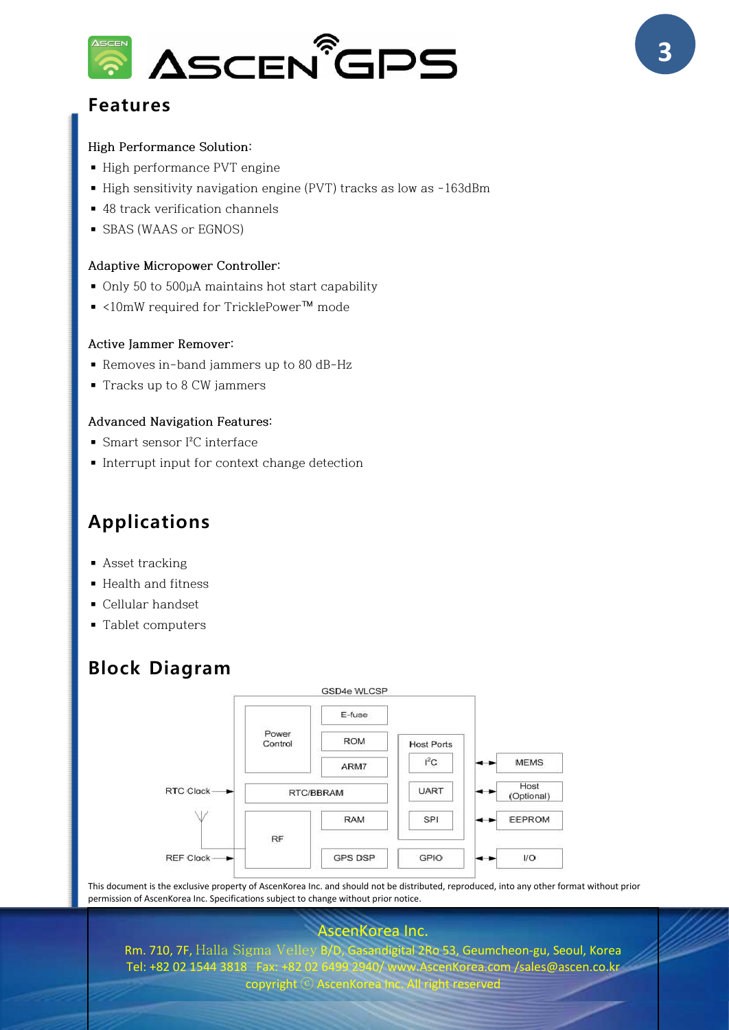## Features

High Performance Solution:

- High performance PVT engine
- High sensitivity navigation engine (PVT) tracks as low as -163dBm
- 48 track verification channels
- SBAS (WAAS or EGNOS)

Adaptive Micropower Controller:

- Only 50 to 500µA maintains hot start capability
- <10mW required for TricklePower™ mode

Active Jammer Remover:

- Removes in-band jammers up to 80 dB-Hz
- Tracks up to 8 CW jammers

Advanced Navigation Features:

- Smart sensor I²C interface
- Interrupt input for context change detection

## Applications

- Asset tracking
- Health and fitness
- Cellular handset
- Tablet computers

## Block Diagram

GSD4e WLCSP

Power Control | E-fuse | ROM | ARM7 | RTC/BBRAM | RF | RAM | GPS DSP | Host Ports | I²C | UART | SPI | GPIO

RTC Clock | REF Clock | MEMS | Host (Optional) | EEPROM | I/O

This document is the exclusive property of AscenKorea Inc. and should not be distributed, reproduced, into any other format without prior permission of AscenKorea Inc. Specifications subject to change without prior notice.

AscenKorea Inc.

Rm. 710, 7F, Halla Sigma Velley B/D, Gasandigital 2Ro 53, Geumcheon-gu, Seoul, Korea

Tel: +82 02 1544 3818 Fax: +82 02 6499 2940/ www.AscenKorea.com /sales@ascen.co.kr

copyright ⓒ AscenKorea Inc. All right reserved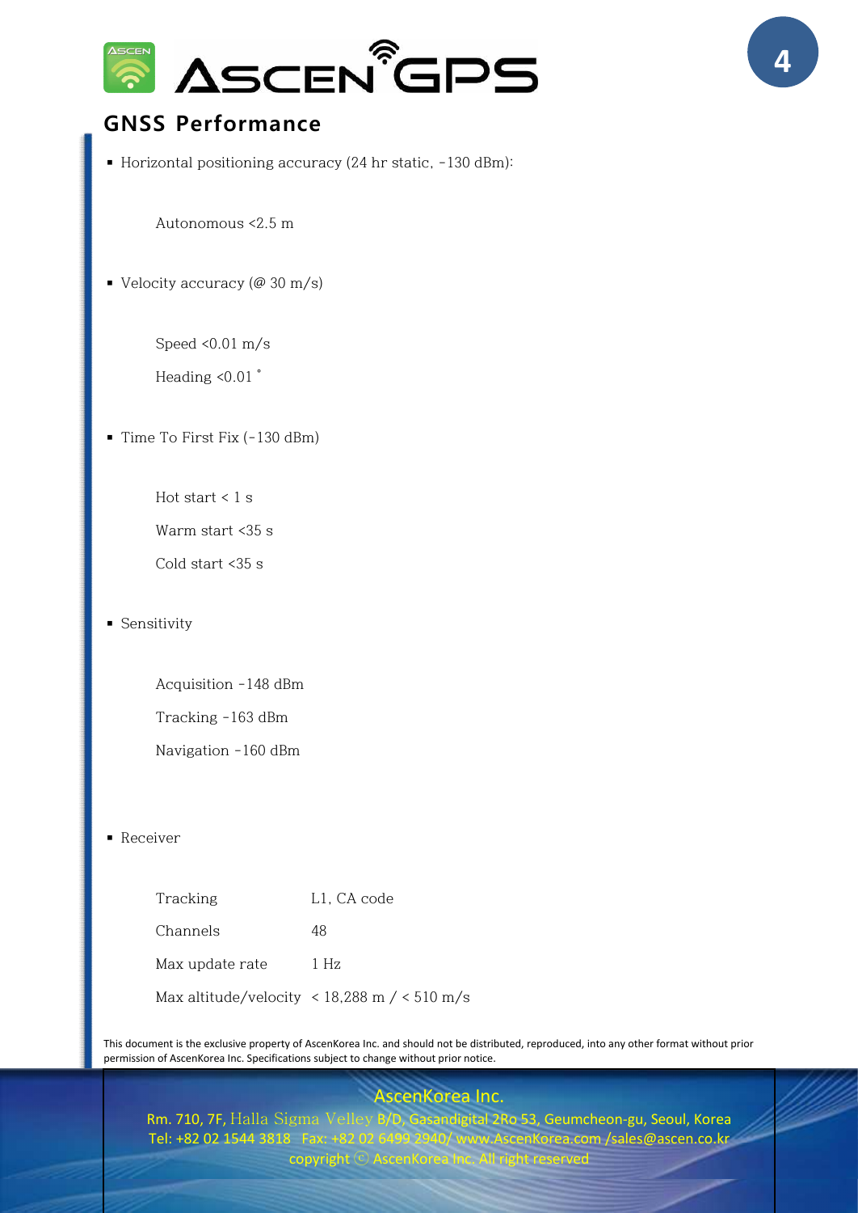## GNSS Performance

- Horizontal positioning accuracy (24 hr static, -130 dBm):

  Autonomous <2.5 m

- Velocity accuracy (@ 30 m/s)

  Speed <0.01 m/s

  Heading <0.01 °

- Time To First Fix (-130 dBm)

  Hot start < 1 s

  Warm start <35 s

  Cold start <35 s

- Sensitivity

  Acquisition -148 dBm

  Tracking -163 dBm

  Navigation -160 dBm

- Receiver

| | |
|---|---|
| Tracking | L1, CA code |
| Channels | 48 |
| Max update rate | 1 Hz |
| Max altitude/velocity | < 18,288 m / < 510 m/s |

This document is the exclusive property of AscenKorea Inc. and should not be distributed, reproduced, into any other format without prior permission of AscenKorea Inc. Specifications subject to change without prior notice.

AscenKorea Inc.
Rm. 710, 7F, Halla Sigma Velley B/D, Gasandigital 2Ro 53, Geumcheon-gu, Seoul, Korea
Tel: +82 02 1544 3818 Fax: +82 02 6499 2940/ www.AscenKorea.com /sales@ascen.co.kr
copyright ⓒ AscenKorea Inc. All right reserved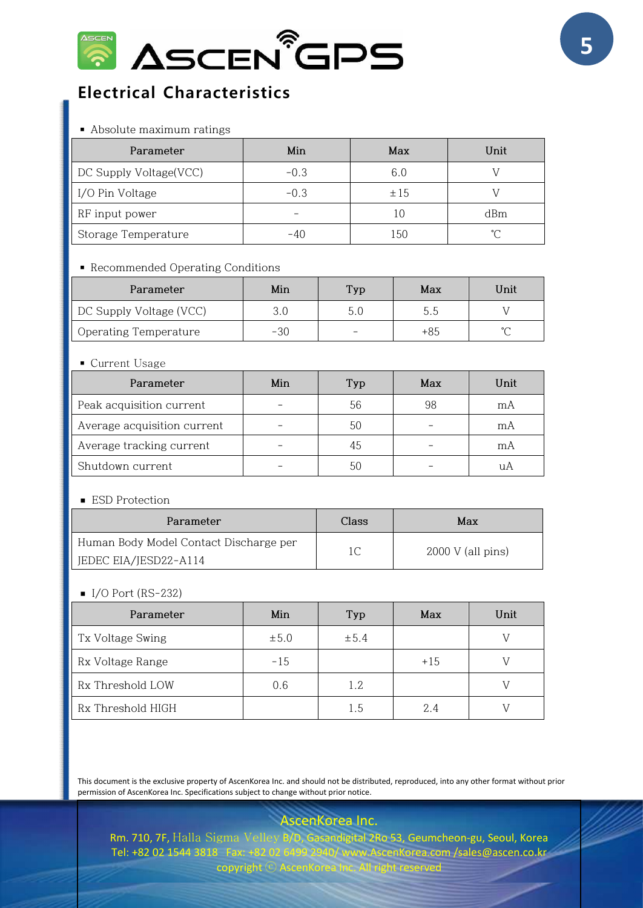# Electrical Characteristics

- Absolute maximum ratings

| Parameter | Min | Max | Unit |
|---|---|---|---|
| DC Supply Voltage(VCC) | -0.3 | 6.0 | V |
| I/O Pin Voltage | -0.3 | ±15 | V |
| RF input power | - | 10 | dBm |
| Storage Temperature | -40 | 150 | ℃ |

- Recommended Operating Conditions

| Parameter | Min | Typ | Max | Unit |
|---|---|---|---|---|
| DC Supply Voltage (VCC) | 3.0 | 5.0 | 5.5 | V |
| Operating Temperature | -30 | - | +85 | ℃ |

- Current Usage

| Parameter | Min | Typ | Max | Unit |
|---|---|---|---|---|
| Peak acquisition current | - | 56 | 98 | mA |
| Average acquisition current | - | 50 | - | mA |
| Average tracking current | - | 45 | - | mA |
| Shutdown current | - | 50 | - | uA |

- ESD Protection

| Parameter | Class | Max |
|---|---|---|
| Human Body Model Contact Discharge per JEDEC EIA/JESD22-A114 | 1C | 2000 V (all pins) |

- I/O Port (RS-232)

| Parameter | Min | Typ | Max | Unit |
|---|---|---|---|---|
| Tx Voltage Swing | ±5.0 | ±5.4 | | V |
| Rx Voltage Range | -15 | | +15 | V |
| Rx Threshold LOW | 0.6 | 1.2 | | V |
| Rx Threshold HIGH | | 1.5 | 2.4 | V |

This document is the exclusive property of AscenKorea Inc. and should not be distributed, reproduced, into any other format without prior permission of AscenKorea Inc. Specifications subject to change without prior notice.

AscenKorea Inc.

Rm. 710, 7F, Halla Sigma Velley B/D, Gasandigital 2Ro 53, Geumcheon-gu, Seoul, Korea
Tel: +82 02 1544 3818 Fax: +82 02 6499 2940/ www.AscenKorea.com /sales@ascen.co.kr
copyright ⓒ AscenKorea Inc. All right reserved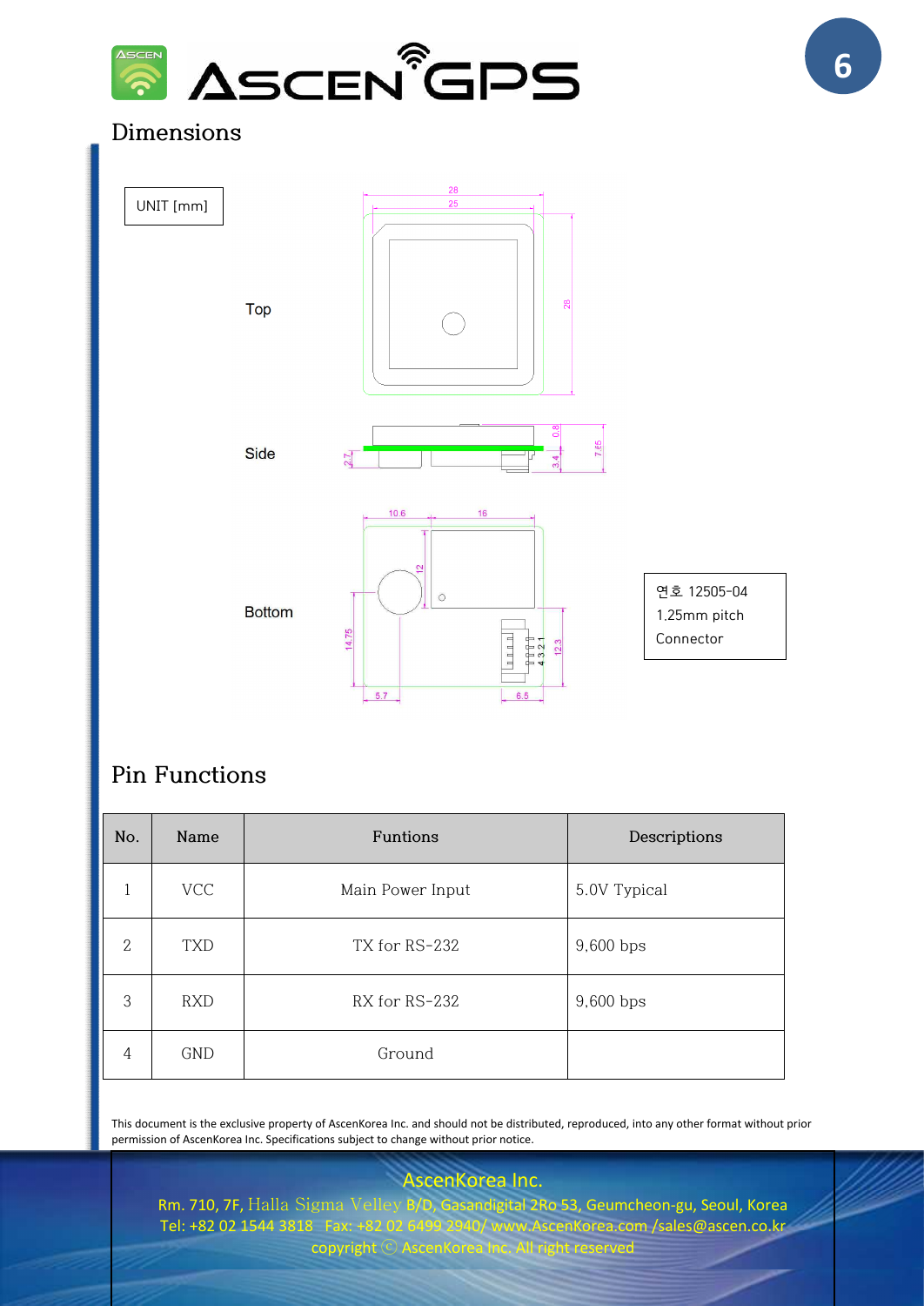## Dimensions

UNIT [mm]

Top

Side

Bottom

연호 12505-04
1.25mm pitch
Connector

## Pin Functions

| No. | Name | Funtions | Descriptions |
|---|---|---|---|
| 1 | VCC | Main Power Input | 5.0V Typical |
| 2 | TXD | TX for RS-232 | 9,600 bps |
| 3 | RXD | RX for RS-232 | 9,600 bps |
| 4 | GND | Ground | |

This document is the exclusive property of AscenKorea Inc. and should not be distributed, reproduced, into any other format without prior permission of AscenKorea Inc. Specifications subject to change without prior notice.

AscenKorea Inc.
Rm. 710, 7F, Halla Sigma Velley B/D, Gasandigital 2Ro 53, Geumcheon-gu, Seoul, Korea
Tel: +82 02 1544 3818 Fax: +82 02 6499 2940/ www.AscenKorea.com /sales@ascen.co.kr
copyright ⓒ AscenKorea Inc. All right reserved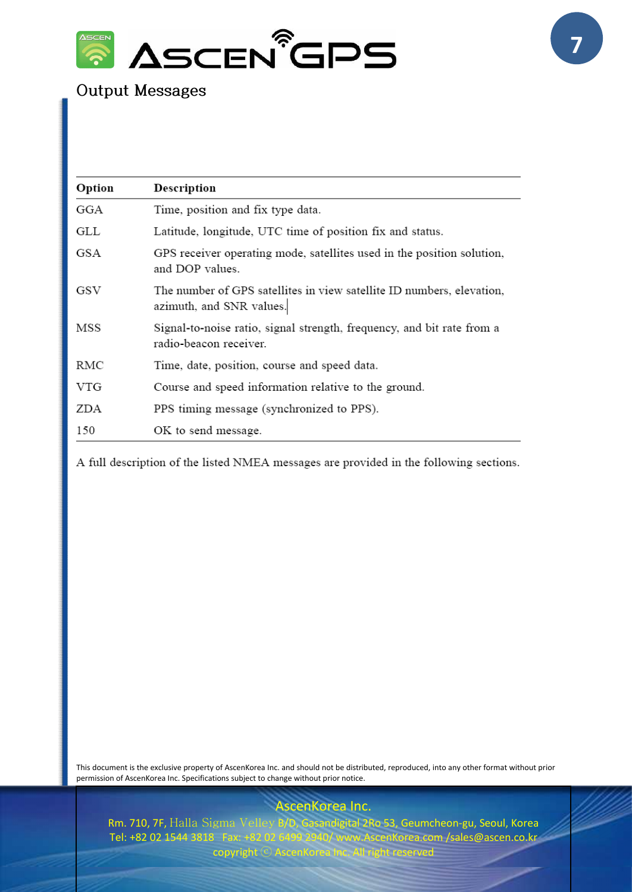## Output Messages

| Option | Description |
|---|---|
| GGA | Time, position and fix type data. |
| GLL | Latitude, longitude, UTC time of position fix and status. |
| GSA | GPS receiver operating mode, satellites used in the position solution, and DOP values. |
| GSV | The number of GPS satellites in view satellite ID numbers, elevation, azimuth, and SNR values. |
| MSS | Signal-to-noise ratio, signal strength, frequency, and bit rate from a radio-beacon receiver. |
| RMC | Time, date, position, course and speed data. |
| VTG | Course and speed information relative to the ground. |
| ZDA | PPS timing message (synchronized to PPS). |
| 150 | OK to send message. |

A full description of the listed NMEA messages are provided in the following sections.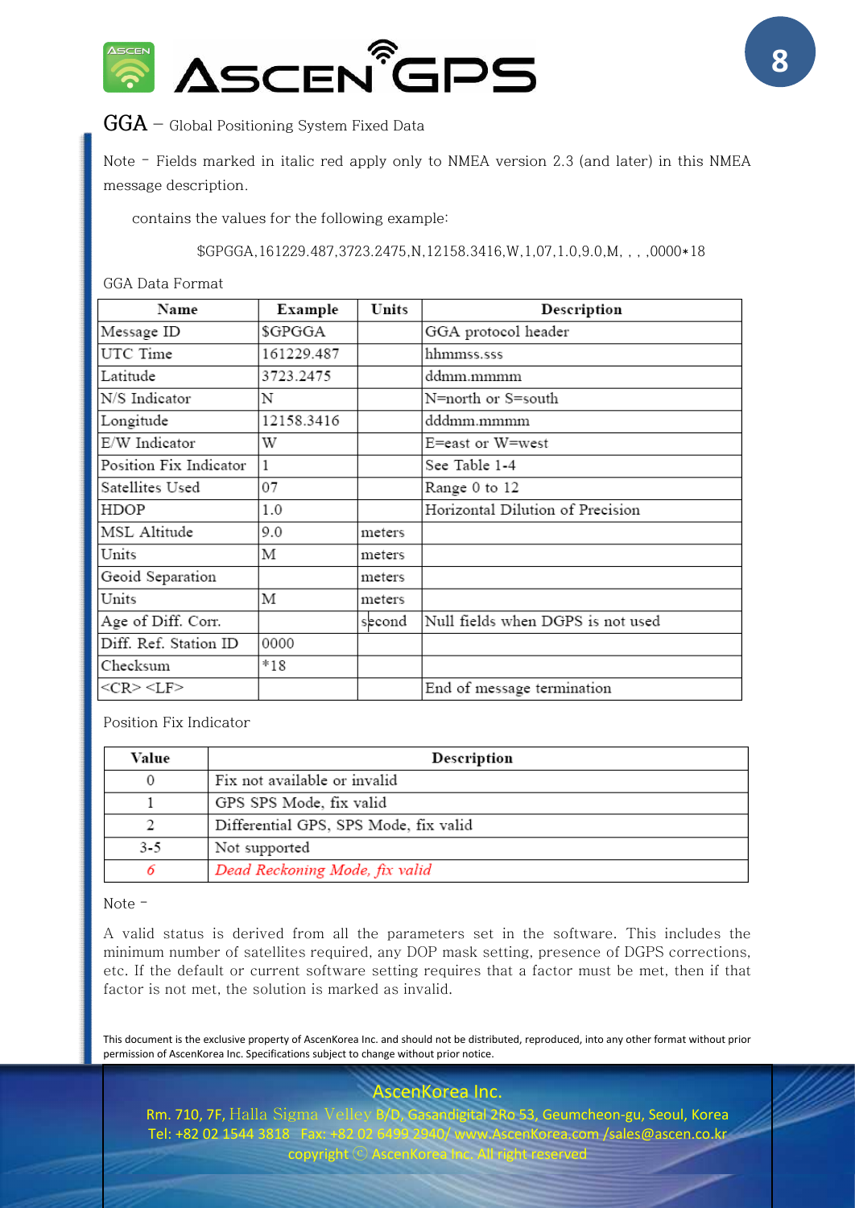## GGA – Global Positioning System Fixed Data

Note – Fields marked in italic red apply only to NMEA version 2.3 (and later) in this NMEA message description.

contains the values for the following example:

$GPGGA,161229.487,3723.2475,N,12158.3416,W,1,07,1.0,9.0,M, , , ,0000*18

GGA Data Format

| Name | Example | Units | Description |
|---|---|---|---|
| Message ID | $GPGGA | | GGA protocol header |
| UTC Time | 161229.487 | | hhmmss.sss |
| Latitude | 3723.2475 | | ddmm.mmmm |
| N/S Indicator | N | | N=north or S=south |
| Longitude | 12158.3416 | | dddmm.mmmm |
| E/W Indicator | W | | E=east or W=west |
| Position Fix Indicator | 1 | | See Table 1-4 |
| Satellites Used | 07 | | Range 0 to 12 |
| HDOP | 1.0 | | Horizontal Dilution of Precision |
| MSL Altitude | 9.0 | meters | |
| Units | M | meters | |
| Geoid Separation | | meters | |
| Units | M | meters | |
| Age of Diff. Corr. | | second | Null fields when DGPS is not used |
| Diff. Ref. Station ID | 0000 | | |
| Checksum | *18 | | |
| <CR> <LF> | | | End of message termination |

Position Fix Indicator

| Value | Description |
|---|---|
| 0 | Fix not available or invalid |
| 1 | GPS SPS Mode, fix valid |
| 2 | Differential GPS, SPS Mode, fix valid |
| 3-5 | Not supported |
| *6* | *Dead Reckoning Mode, fix valid* |

Note –

A valid status is derived from all the parameters set in the software. This includes the minimum number of satellites required, any DOP mask setting, presence of DGPS corrections, etc. If the default or current software setting requires that a factor must be met, then if that factor is not met, the solution is marked as invalid.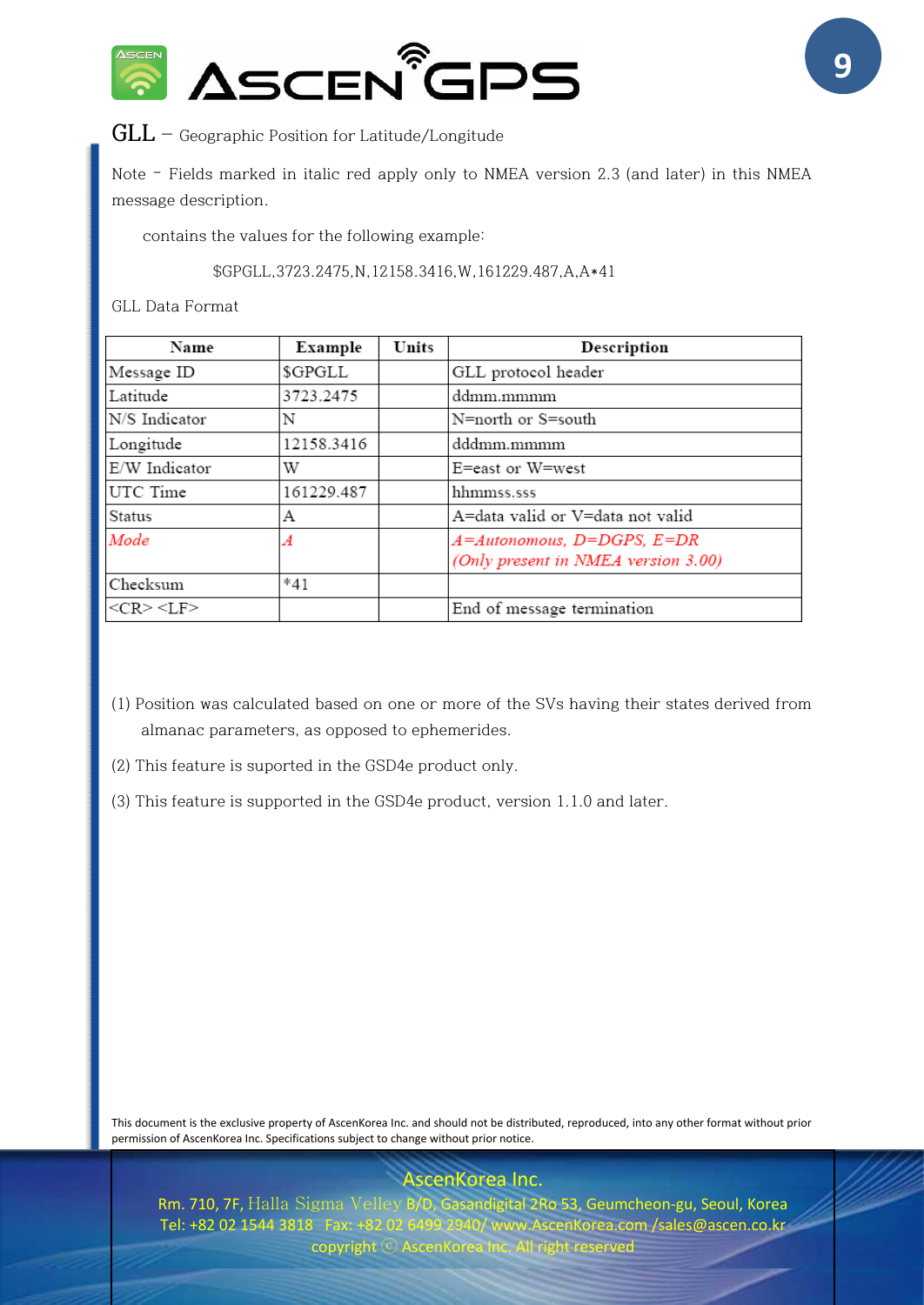# GLL – Geographic Position for Latitude/Longitude

Note - Fields marked in italic red apply only to NMEA version 2.3 (and later) in this NMEA message description.

contains the values for the following example:

$GPGLL,3723.2475,N,12158.3416,W,161229.487,A,A*41

GLL Data Format

| Name | Example | Units | Description |
|---|---|---|---|
| Message ID | $GPGLL | | GLL protocol header |
| Latitude | 3723.2475 | | ddmm.mmmm |
| N/S Indicator | N | | N=north or S=south |
| Longitude | 12158.3416 | | dddmm.mmmm |
| E/W Indicator | W | | E=east or W=west |
| UTC Time | 161229.487 | | hhmmss.sss |
| Status | A | | A=data valid or V=data not valid |
| *Mode* | *A* | | *A=Autonomous, D=DGPS, E=DR (Only present in NMEA version 3.00)* |
| Checksum | *41 | | |
| <CR> <LF> | | | End of message termination |

(1) Position was calculated based on one or more of the SVs having their states derived from almanac parameters, as opposed to ephemerides.

(2) This feature is suported in the GSD4e product only.

(3) This feature is supported in the GSD4e product, version 1.1.0 and later.

This document is the exclusive property of AscenKorea Inc. and should not be distributed, reproduced, into any other format without prior permission of AscenKorea Inc. Specifications subject to change without prior notice.

AscenKorea Inc.
Rm. 710, 7F, Halla Sigma Velley B/D, Gasandigital 2Ro 53, Geumcheon-gu, Seoul, Korea
Tel: +82 02 1544 3818 Fax: +82 02 6499 2940/ www.AscenKorea.com /sales@ascen.co.kr
copyright ⓒ AscenKorea Inc. All right reserved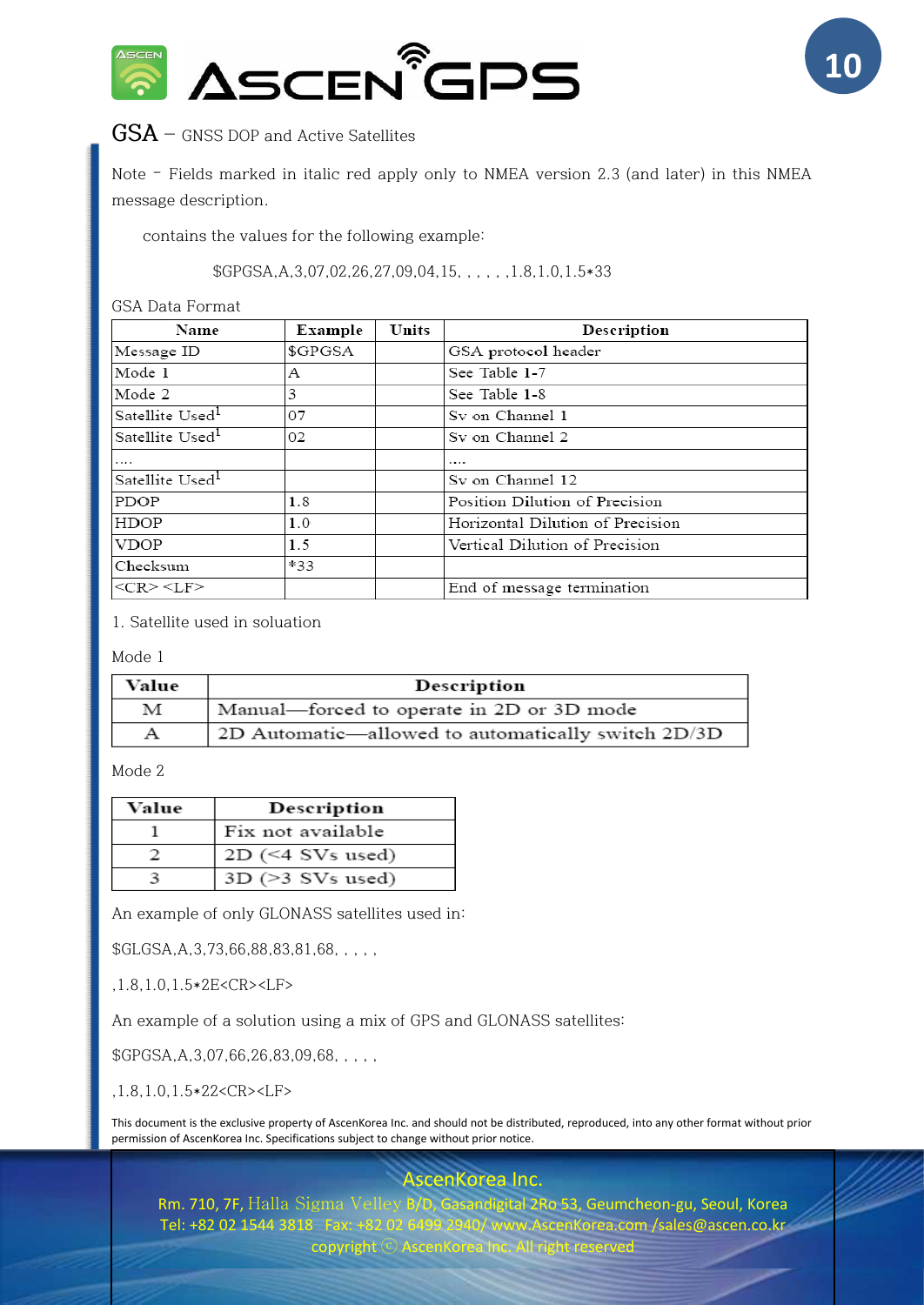## GSA – GNSS DOP and Active Satellites

Note – Fields marked in italic red apply only to NMEA version 2.3 (and later) in this NMEA message description.

contains the values for the following example:

$GPGSA,A,3,07,02,26,27,09,04,15, , , , , ,1.8,1.0,1.5*33

GSA Data Format

| Name | Example | Units | Description |
|---|---|---|---|
| Message ID | $GPGSA | | GSA protocol header |
| Mode 1 | A | | See Table 1-7 |
| Mode 2 | 3 | | See Table 1-8 |
| Satellite Used[1] | 07 | | Sv on Channel 1 |
| Satellite Used[1] | 02 | | Sv on Channel 2 |
| .... | | | .... |
| Satellite Used[1] | | | Sv on Channel 12 |
| PDOP | 1.8 | | Position Dilution of Precision |
| HDOP | 1.0 | | Horizontal Dilution of Precision |
| VDOP | 1.5 | | Vertical Dilution of Precision |
| Checksum | *33 | | |
| <CR> <LF> | | | End of message termination |

1. Satellite used in soluation

Mode 1

| Value | Description |
|---|---|
| M | Manual—forced to operate in 2D or 3D mode |
| A | 2D Automatic—allowed to automatically switch 2D/3D |

Mode 2

| Value | Description |
|---|---|
| 1 | Fix not available |
| 2 | 2D (<4 SVs used) |
| 3 | 3D (>3 SVs used) |

An example of only GLONASS satellites used in:

$GLGSA,A,3,73,66,88,83,81,68, , , , ,

,1.8,1.0,1.5*2E<CR><LF>

An example of a solution using a mix of GPS and GLONASS satellites:

$GPGSA,A,3,07,66,26,83,09,68, , , , ,

,1.8,1.0,1.5*22<CR><LF>

This document is the exclusive property of AscenKorea Inc. and should not be distributed, reproduced, into any other format without prior permission of AscenKorea Inc. Specifications subject to change without prior notice.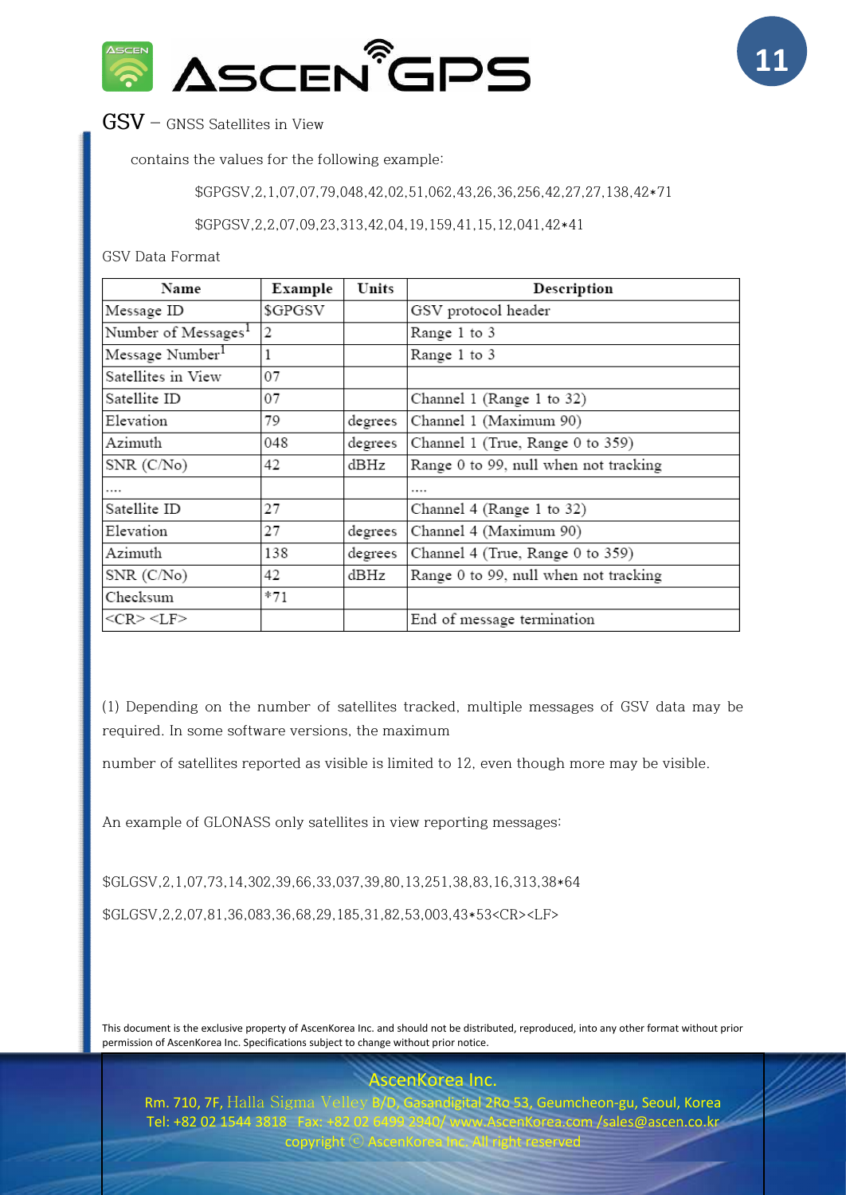## GSV – GNSS Satellites in View

contains the values for the following example:

$GPGSV,2,1,07,07,79,048,42,02,51,062,43,26,36,256,42,27,27,138,42*71

$GPGSV,2,2,07,09,23,313,42,04,19,159,41,15,12,041,42*41

GSV Data Format

| Name | Example | Units | Description |
|---|---|---|---|
| Message ID | $GPGSV | | GSV protocol header |
| Number of Messages[1] | 2 | | Range 1 to 3 |
| Message Number[1] | 1 | | Range 1 to 3 |
| Satellites in View | 07 | | |
| Satellite ID | 07 | | Channel 1 (Range 1 to 32) |
| Elevation | 79 | degrees | Channel 1 (Maximum 90) |
| Azimuth | 048 | degrees | Channel 1 (True, Range 0 to 359) |
| SNR (C/No) | 42 | dBHz | Range 0 to 99, null when not tracking |
| .... | | | .... |
| Satellite ID | 27 | | Channel 4 (Range 1 to 32) |
| Elevation | 27 | degrees | Channel 4 (Maximum 90) |
| Azimuth | 138 | degrees | Channel 4 (True, Range 0 to 359) |
| SNR (C/No) | 42 | dBHz | Range 0 to 99, null when not tracking |
| Checksum | *71 | | |
| <CR> <LF> | | | End of message termination |

(1) Depending on the number of satellites tracked, multiple messages of GSV data may be required. In some software versions, the maximum

number of satellites reported as visible is limited to 12, even though more may be visible.

An example of GLONASS only satellites in view reporting messages:

$GLGSV,2,1,07,73,14,302,39,66,33,037,39,80,13,251,38,83,16,313,38*64

$GLGSV,2,2,07,81,36,083,36,68,29,185,31,82,53,003,43*53<CR><LF>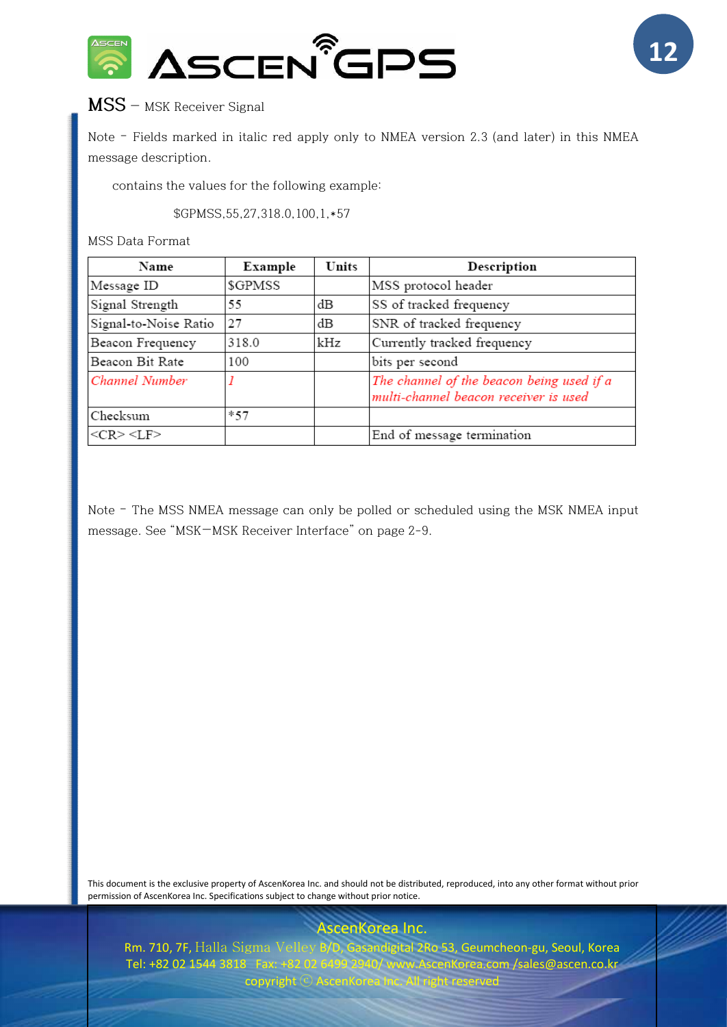## MSS – MSK Receiver Signal

Note – Fields marked in italic red apply only to NMEA version 2.3 (and later) in this NMEA message description.

contains the values for the following example:

$GPMSS,55,27,318.0,100,1,*57

MSS Data Format

| Name | Example | Units | Description |
|---|---|---|---|
| Message ID | $GPMSS | | MSS protocol header |
| Signal Strength | 55 | dB | SS of tracked frequency |
| Signal-to-Noise Ratio | 27 | dB | SNR of tracked frequency |
| Beacon Frequency | 318.0 | kHz | Currently tracked frequency |
| Beacon Bit Rate | 100 | | bits per second |
| *Channel Number* | *1* | | *The channel of the beacon being used if a multi-channel beacon receiver is used* |
| Checksum | *57 | | |
| <CR> <LF> | | | End of message termination |

Note – The MSS NMEA message can only be polled or scheduled using the MSK NMEA input message. See "MSK—MSK Receiver Interface" on page 2-9.

This document is the exclusive property of AscenKorea Inc. and should not be distributed, reproduced, into any other format without prior permission of AscenKorea Inc. Specifications subject to change without prior notice.

AscenKorea Inc.
Rm. 710, 7F, Halla Sigma Velley B/D, Gasandigital 2Ro 53, Geumcheon-gu, Seoul, Korea
Tel: +82 02 1544 3818 Fax: +82 02 6499 2940/ www.AscenKorea.com /sales@ascen.co.kr
copyright ⓒ AscenKorea Inc. All right reserved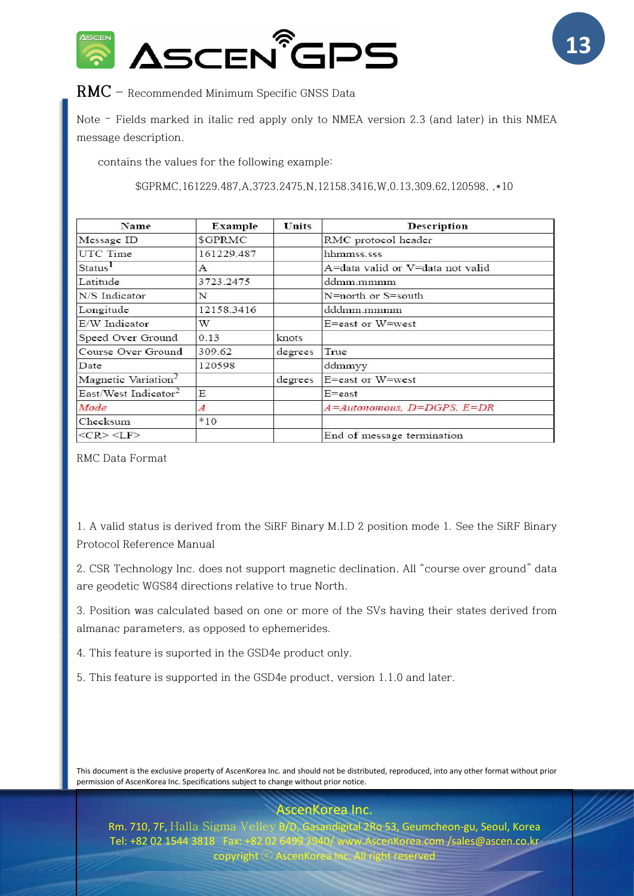## RMC – Recommended Minimum Specific GNSS Data

Note – Fields marked in italic red apply only to NMEA version 2.3 (and later) in this NMEA message description.

contains the values for the following example:

$GPRMC,161229.487,A,3723.2475,N,12158.3416,W,0.13,309.62,120598, ,*10

| Name | Example | Units | Description |
|---|---|---|---|
| Message ID | $GPRMC | | RMC protocol header |
| UTC Time | 161229.487 | | hhmmss.sss |
| Status[1] | A | | A=data valid or V=data not valid |
| Latitude | 3723.2475 | | ddmm.mmmm |
| N/S Indicator | N | | N=north or S=south |
| Longitude | 12158.3416 | | dddmm.mmmm |
| E/W Indicator | W | | E=east or W=west |
| Speed Over Ground | 0.13 | knots | |
| Course Over Ground | 309.62 | degrees | True |
| Date | 120598 | | ddmmyy |
| Magnetic Variation[2] | | degrees | E=east or W=west |
| East/West Indicator[2] | E | | E=east |
| *Mode* | *A* | | *A=Autonomous, D=DGPS, E=DR* |
| Checksum | *10 | | |
| <CR> <LF> | | | End of message termination |

RMC Data Format

1. A valid status is derived from the SiRF Binary M.I.D 2 position mode 1. See the SiRF Binary Protocol Reference Manual

2. CSR Technology Inc. does not support magnetic declination. All "course over ground" data are geodetic WGS84 directions relative to true North.

3. Position was calculated based on one or more of the SVs having their states derived from almanac parameters, as opposed to ephemerides.

4. This feature is suported in the GSD4e product only.

5. This feature is supported in the GSD4e product, version 1.1.0 and later.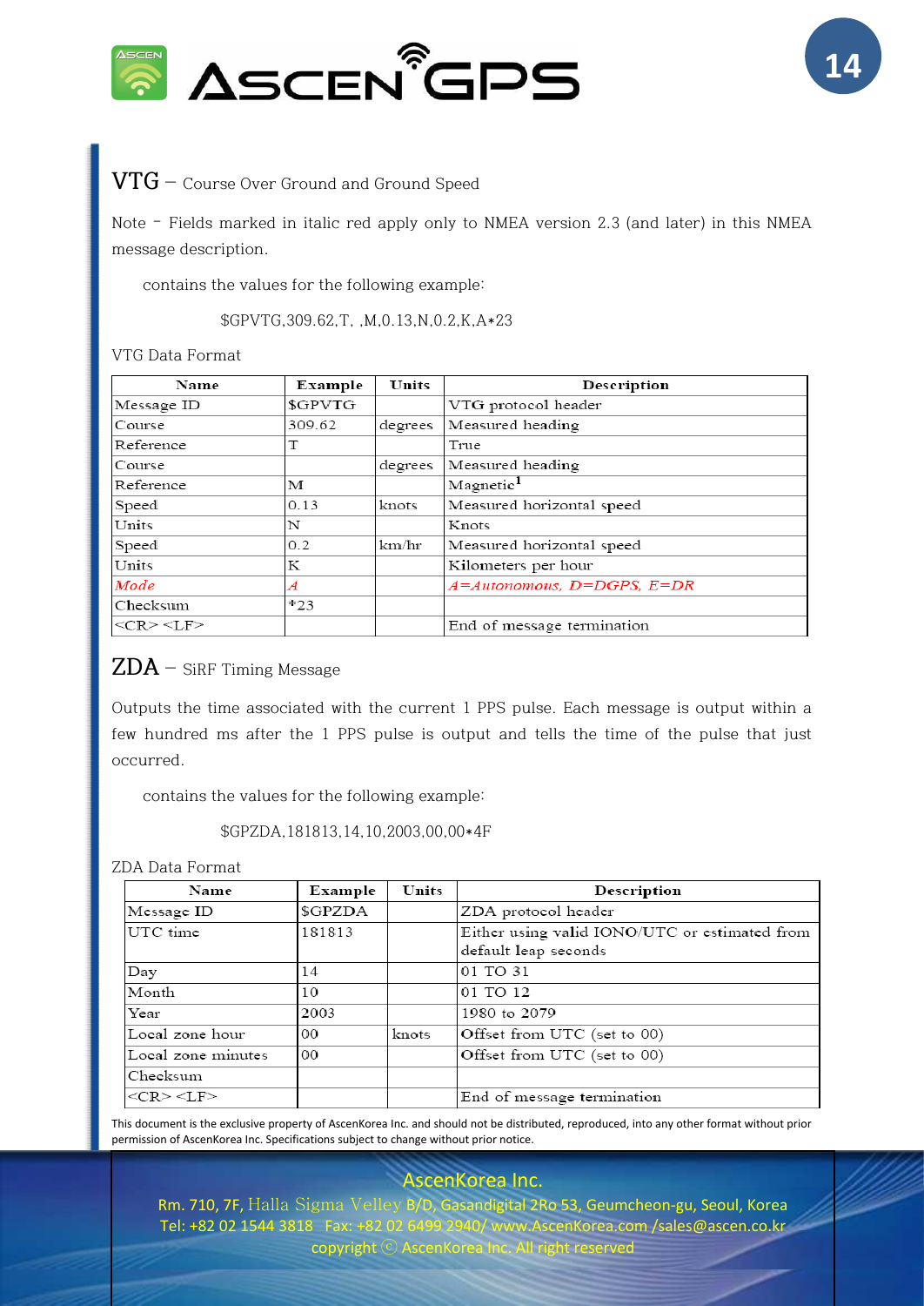## VTG – Course Over Ground and Ground Speed

Note – Fields marked in italic red apply only to NMEA version 2.3 (and later) in this NMEA message description.

contains the values for the following example:

$GPVTG,309.62,T, ,M,0.13,N,0.2,K,A*23

VTG Data Format

| Name | Example | Units | Description |
|---|---|---|---|
| Message ID | $GPVTG | | VTG protocol header |
| Course | 309.62 | degrees | Measured heading |
| Reference | T | | True |
| Course | | degrees | Measured heading |
| Reference | M | | Magnetic[1] |
| Speed | 0.13 | knots | Measured horizontal speed |
| Units | N | | Knots |
| Speed | 0.2 | km/hr | Measured horizontal speed |
| Units | K | | Kilometers per hour |
| *Mode* | *A* | | *A=Autonomous, D=DGPS, E=DR* |
| Checksum | *23 | | |
| <CR> <LF> | | | End of message termination |

## ZDA – SiRF Timing Message

Outputs the time associated with the current 1 PPS pulse. Each message is output within a few hundred ms after the 1 PPS pulse is output and tells the time of the pulse that just occurred.

contains the values for the following example:

$GPZDA,181813,14,10,2003,00,00*4F

ZDA Data Format

| Name | Example | Units | Description |
|---|---|---|---|
| Message ID | $GPZDA | | ZDA protocol header |
| UTC time | 181813 | | Either using valid IONO/UTC or estimated from default leap seconds |
| Day | 14 | | 01 TO 31 |
| Month | 10 | | 01 TO 12 |
| Year | 2003 | | 1980 to 2079 |
| Local zone hour | 00 | knots | Offset from UTC (set to 00) |
| Local zone minutes | 00 | | Offset from UTC (set to 00) |
| Checksum | | | |
| <CR> <LF> | | | End of message termination |

This document is the exclusive property of AscenKorea Inc. and should not be distributed, reproduced, into any other format without prior permission of AscenKorea Inc. Specifications subject to change without prior notice.

AscenKorea Inc.
Rm. 710, 7F, Halla Sigma Velley B/D, Gasandigital 2Ro 53, Geumcheon-gu, Seoul, Korea
Tel: +82 02 1544 3818 Fax: +82 02 6499 2940/ www.AscenKorea.com /sales@ascen.co.kr
copyright ⓒ AscenKorea Inc. All right reserved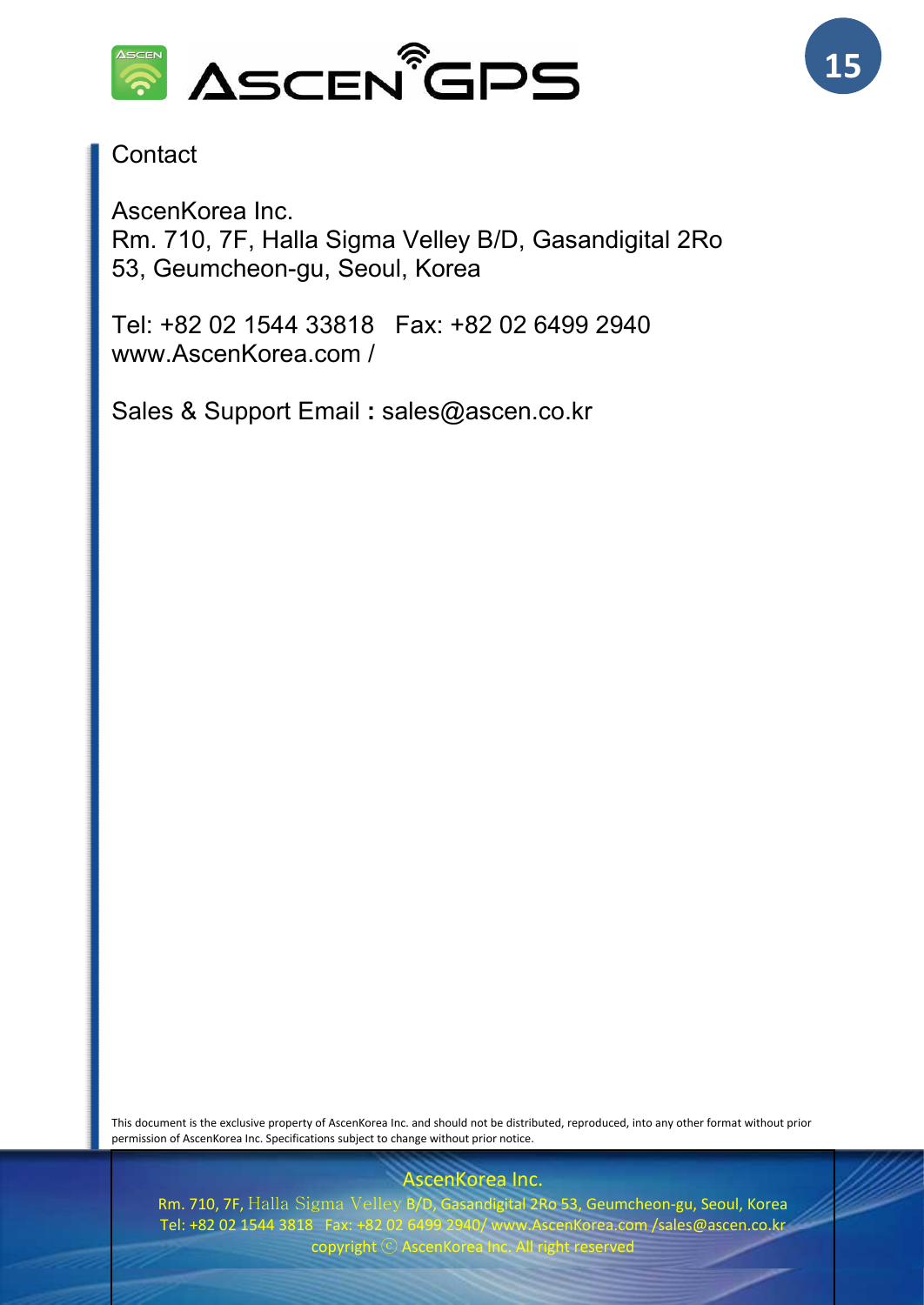## Contact

AscenKorea Inc.
Rm. 710, 7F, Halla Sigma Velley B/D, Gasandigital 2Ro 53, Geumcheon-gu, Seoul, Korea

Tel: +82 02 1544 33818   Fax: +82 02 6499 2940
www.AscenKorea.com /

Sales & Support Email **:** sales@ascen.co.kr

This document is the exclusive property of AscenKorea Inc. and should not be distributed, reproduced, into any other format without prior permission of AscenKorea Inc. Specifications subject to change without prior notice.

AscenKorea Inc.
Rm. 710, 7F, Halla Sigma Velley B/D, Gasandigital 2Ro 53, Geumcheon-gu, Seoul, Korea
Tel: +82 02 1544 3818   Fax: +82 02 6499 2940/ www.AscenKorea.com /sales@ascen.co.kr
copyright ⓒ AscenKorea Inc. All right reserved